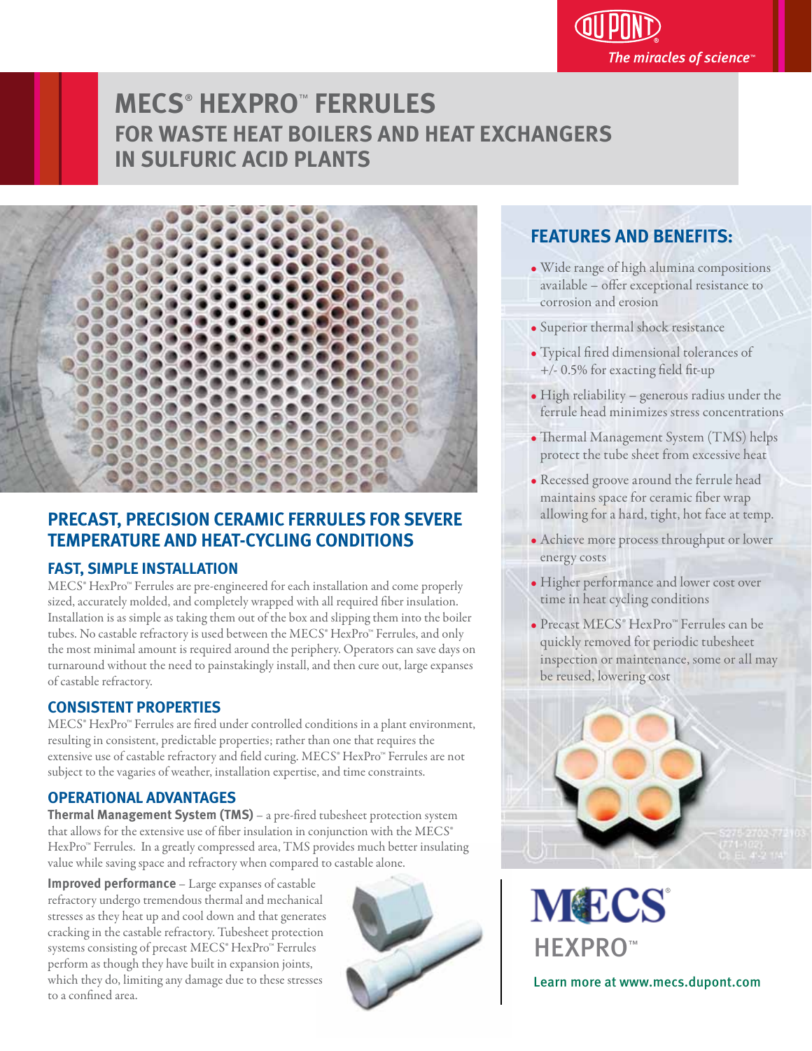DUPONT
*The miracles of science™*

# MECS® HEXPRO™ FERRULES
## FOR WASTE HEAT BOILERS AND HEAT EXCHANGERS IN SULFURIC ACID PLANTS

## PRECAST, PRECISION CERAMIC FERRULES FOR SEVERE TEMPERATURE AND HEAT-CYCLING CONDITIONS

### FAST, SIMPLE INSTALLATION

MECS® HexPro™ Ferrules are pre-engineered for each installation and come properly sized, accurately molded, and completely wrapped with all required fiber insulation. Installation is as simple as taking them out of the box and slipping them into the boiler tubes. No castable refractory is used between the MECS® HexPro™ Ferrules, and only the most minimal amount is required around the periphery. Operators can save days on turnaround without the need to painstakingly install, and then cure out, large expanses of castable refractory.

### CONSISTENT PROPERTIES

MECS® HexPro™ Ferrules are fired under controlled conditions in a plant environment, resulting in consistent, predictable properties; rather than one that requires the extensive use of castable refractory and field curing. MECS® HexPro™ Ferrules are not subject to the vagaries of weather, installation expertise, and time constraints.

### OPERATIONAL ADVANTAGES

**Thermal Management System (TMS)** – a pre-fired tubesheet protection system that allows for the extensive use of fiber insulation in conjunction with the MECS® HexPro™ Ferrules. In a greatly compressed area, TMS provides much better insulating value while saving space and refractory when compared to castable alone.

**Improved performance** – Large expanses of castable refractory undergo tremendous thermal and mechanical stresses as they heat up and cool down and that generates cracking in the castable refractory. Tubesheet protection systems consisting of precast MECS® HexPro™ Ferrules perform as though they have built in expansion joints, which they do, limiting any damage due to these stresses to a confined area.

## FEATURES AND BENEFITS:

- Wide range of high alumina compositions available – offer exceptional resistance to corrosion and erosion
- Superior thermal shock resistance
- Typical fired dimensional tolerances of +/- 0.5% for exacting field fit-up
- High reliability – generous radius under the ferrule head minimizes stress concentrations
- Thermal Management System (TMS) helps protect the tube sheet from excessive heat
- Recessed groove around the ferrule head maintains space for ceramic fiber wrap allowing for a hard, tight, hot face at temp.
- Achieve more process throughput or lower energy costs
- Higher performance and lower cost over time in heat cycling conditions
- Precast MECS® HexPro™ Ferrules can be quickly removed for periodic tubesheet inspection or maintenance, some or all may be reused, lowering cost

MECS®
HEXPRO™

Learn more at www.mecs.dupont.com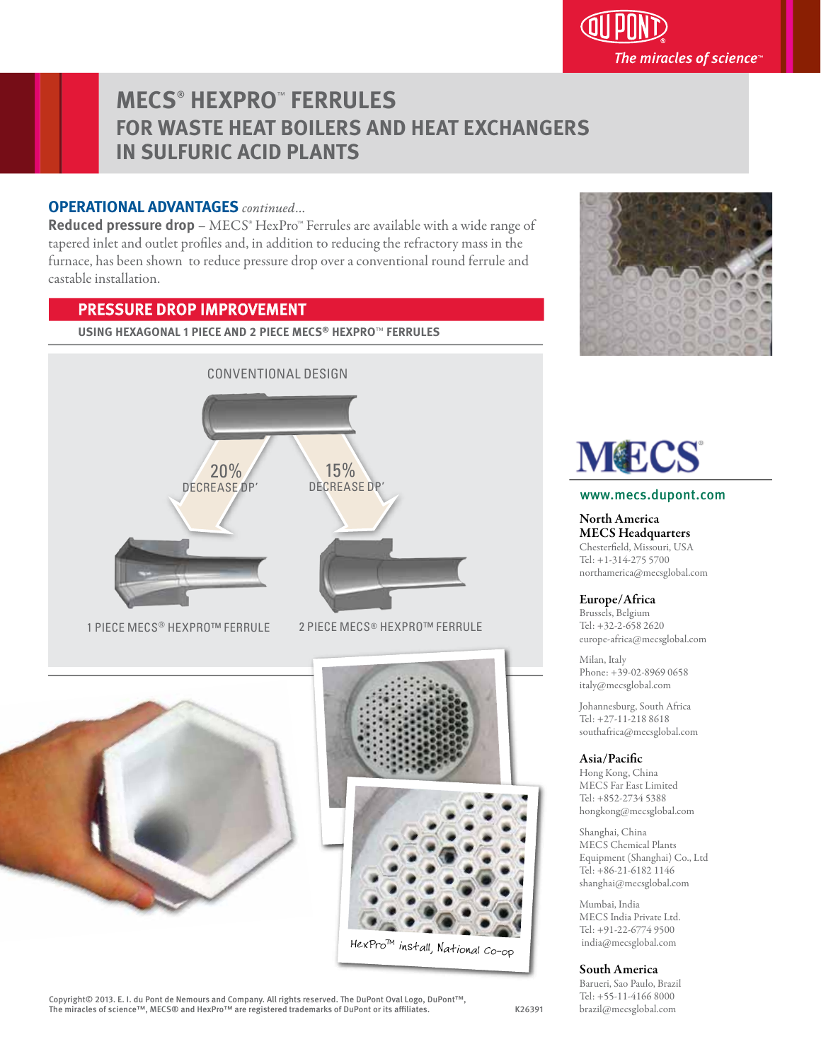# MECS® HEXPRO™ FERRULES
## FOR WASTE HEAT BOILERS AND HEAT EXCHANGERS IN SULFURIC ACID PLANTS

### OPERATIONAL ADVANTAGES *continued...*

**Reduced pressure drop** – MECS® HexPro™ Ferrules are available with a wide range of tapered inlet and outlet profiles and, in addition to reducing the refractory mass in the furnace, has been shown to reduce pressure drop over a conventional round ferrule and castable installation.

### PRESSURE DROP IMPROVEMENT

USING HEXAGONAL 1 PIECE AND 2 PIECE MECS® HEXPRO™ FERRULES

CONVENTIONAL DESIGN

20%
DECREASE DP'

15%
DECREASE DP'

1 PIECE MECS® HEXPRO™ FERRULE

2 PIECE MECS® HEXPRO™ FERRULE

HexPro™ install, National Co-op

MECS®

www.mecs.dupont.com

**North America**
**MECS Headquarters**
Chesterfield, Missouri, USA
Tel: +1-314-275 5700
northamerica@mecsglobal.com

**Europe/Africa**
Brussels, Belgium
Tel: +32-2-658 2620
europe-africa@mecsglobal.com

Milan, Italy
Phone: +39-02-8969 0658
italy@mecsglobal.com

Johannesburg, South Africa
Tel: +27-11-218 8618
southafrica@mecsglobal.com

**Asia/Pacific**
Hong Kong, China
MECS Far East Limited
Tel: +852-2734 5388
hongkong@mecsglobal.com

Shanghai, China
MECS Chemical Plants Equipment (Shanghai) Co., Ltd
Tel: +86-21-6182 1146
shanghai@mecsglobal.com

Mumbai, India
MECS India Private Ltd.
Tel: +91-22-6774 9500
india@mecsglobal.com

**South America**
Barueri, Sao Paulo, Brazil
Tel: +55-11-4166 8000
brazil@mecsglobal.com

Copyright© 2013. E. I. du Pont de Nemours and Company. All rights reserved. The DuPont Oval Logo, DuPont™, The miracles of science™, MECS® and HexPro™ are registered trademarks of DuPont or its affiliates.

K26391